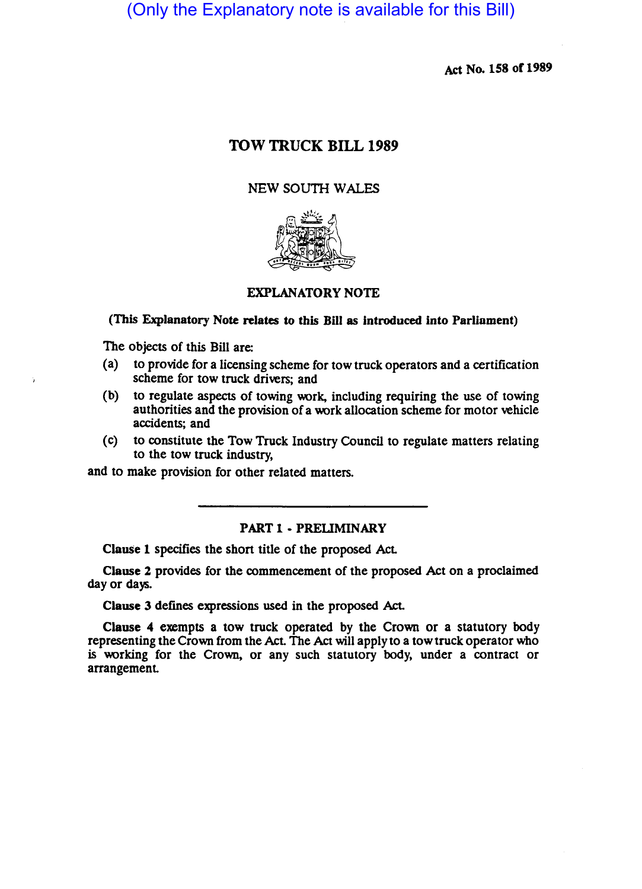(Only the Explanatory note is available for this Bill)

Act No. 158 of 1989

# TOW TRUCK BILL 1989

NEW SOUTH WALES

## EXPLANATORY NOTE

**(This Explanatory Note relates to this Bill as introduced into Parliament)**

The objects of this Bill are:

(a) to provide for a licensing scheme for tow truck operators and a certification scheme for tow truck drivers; and

(b) to regulate aspects of towing work, including requiring the use of towing authorities and the provision of a work allocation scheme for motor vehicle accidents; and

(c) to constitute the Tow Truck Industry Council to regulate matters relating to the tow truck industry,

and to make provision for other related matters.

---

## PART 1 - PRELIMINARY

**Clause 1** specifies the short title of the proposed Act.

**Clause 2** provides for the commencement of the proposed Act on a proclaimed day or days.

**Clause 3** defines expressions used in the proposed Act.

**Clause 4** exempts a tow truck operated by the Crown or a statutory body representing the Crown from the Act. The Act will apply to a tow truck operator who is working for the Crown, or any such statutory body, under a contract or arrangement.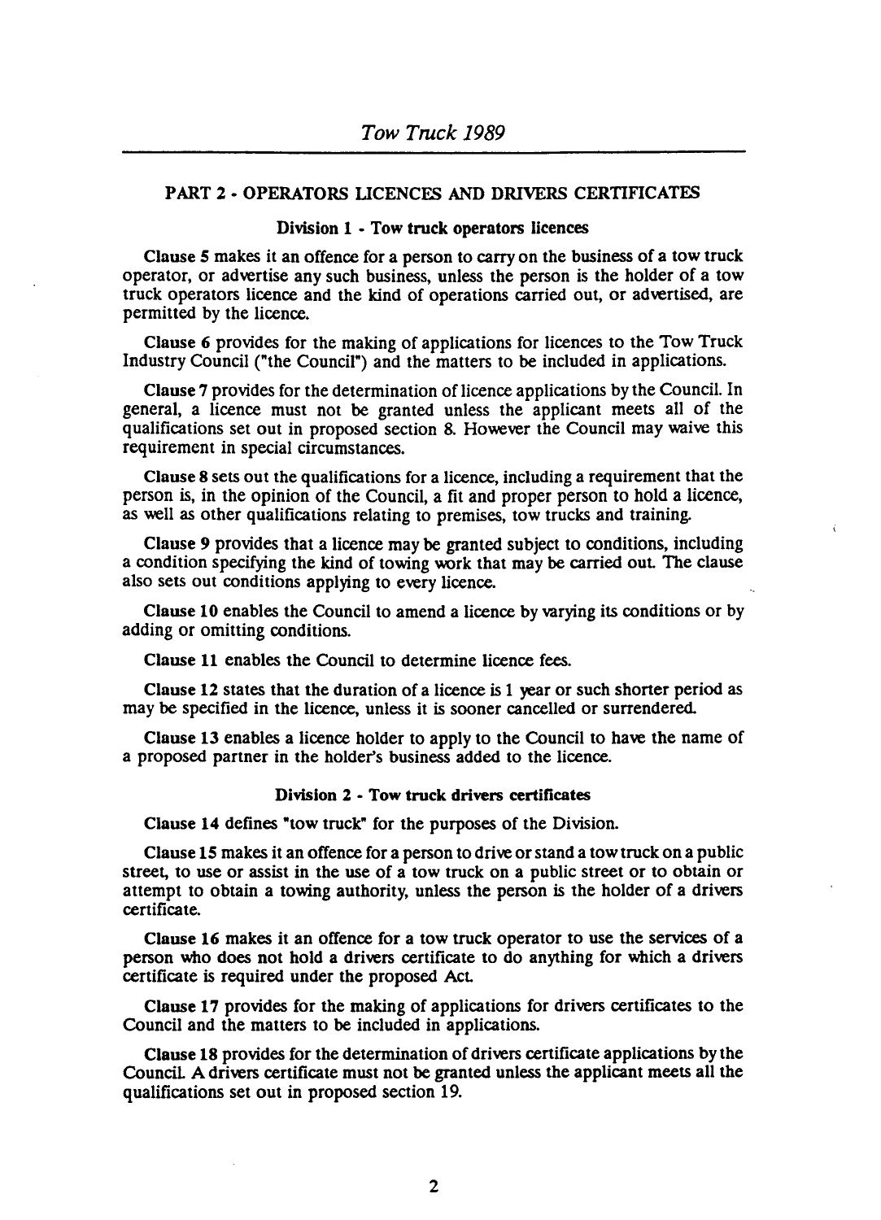## PART 2 - OPERATORS LICENCES AND DRIVERS CERTIFICATES

### Division 1 - Tow truck operators licences

**Clause 5** makes it an offence for a person to carry on the business of a tow truck operator, or advertise any such business, unless the person is the holder of a tow truck operators licence and the kind of operations carried out, or advertised, are permitted by the licence.

**Clause 6** provides for the making of applications for licences to the Tow Truck Industry Council ("the Council") and the matters to be included in applications.

**Clause 7** provides for the determination of licence applications by the Council. In general, a licence must not be granted unless the applicant meets all of the qualifications set out in proposed section 8. However the Council may waive this requirement in special circumstances.

**Clause 8** sets out the qualifications for a licence, including a requirement that the person is, in the opinion of the Council, a fit and proper person to hold a licence, as well as other qualifications relating to premises, tow trucks and training.

**Clause 9** provides that a licence may be granted subject to conditions, including a condition specifying the kind of towing work that may be carried out. The clause also sets out conditions applying to every licence.

**Clause 10** enables the Council to amend a licence by varying its conditions or by adding or omitting conditions.

**Clause 11** enables the Council to determine licence fees.

**Clause 12** states that the duration of a licence is 1 year or such shorter period as may be specified in the licence, unless it is sooner cancelled or surrendered.

**Clause 13** enables a licence holder to apply to the Council to have the name of a proposed partner in the holder's business added to the licence.

### Division 2 - Tow truck drivers certificates

**Clause 14** defines "tow truck" for the purposes of the Division.

**Clause 15** makes it an offence for a person to drive or stand a tow truck on a public street, to use or assist in the use of a tow truck on a public street or to obtain or attempt to obtain a towing authority, unless the person is the holder of a drivers certificate.

**Clause 16** makes it an offence for a tow truck operator to use the services of a person who does not hold a drivers certificate to do anything for which a drivers certificate is required under the proposed Act.

**Clause 17** provides for the making of applications for drivers certificates to the Council and the matters to be included in applications.

**Clause 18** provides for the determination of drivers certificate applications by the Council. A drivers certificate must not be granted unless the applicant meets all the qualifications set out in proposed section 19.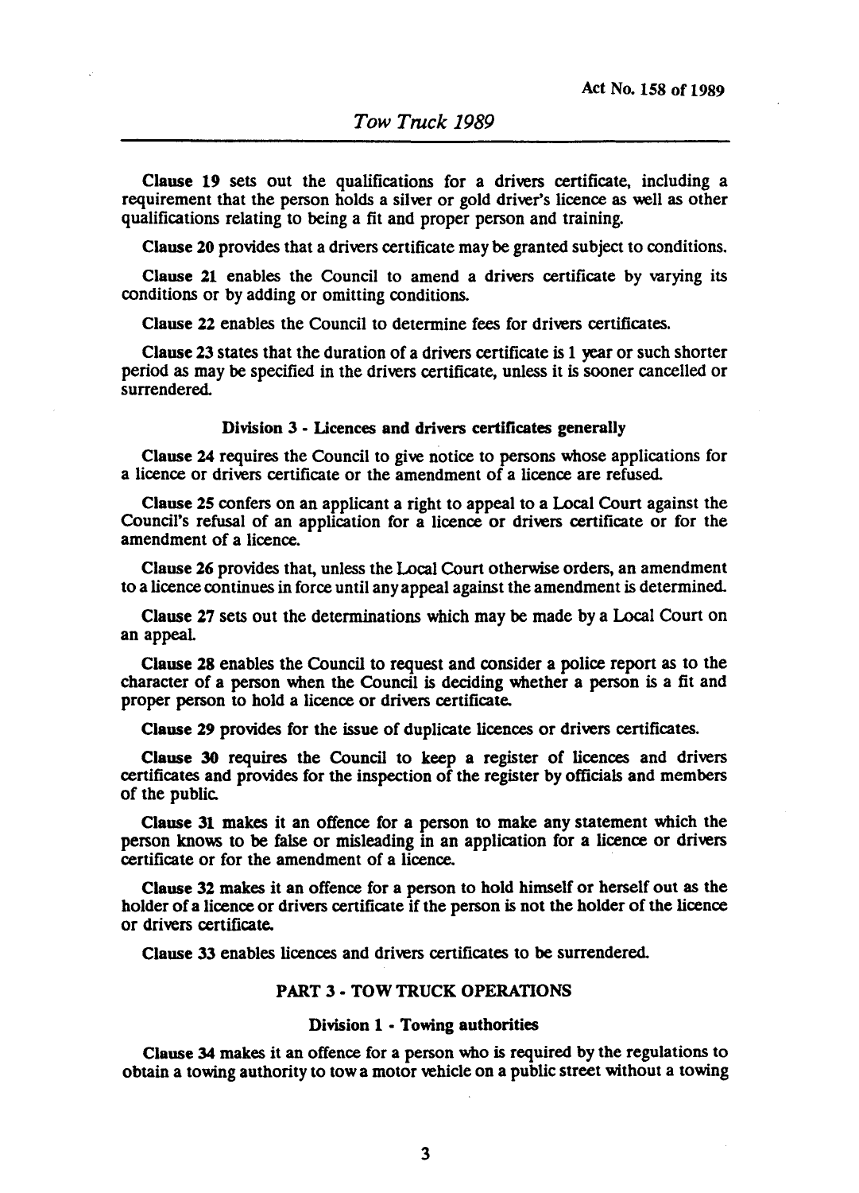**Clause 19** sets out the qualifications for a drivers certificate, including a requirement that the person holds a silver or gold driver's licence as well as other qualifications relating to being a fit and proper person and training.

**Clause 20** provides that a drivers certificate may be granted subject to conditions.

**Clause 21** enables the Council to amend a drivers certificate by varying its conditions or by adding or omitting conditions.

**Clause 22** enables the Council to determine fees for drivers certificates.

**Clause 23** states that the duration of a drivers certificate is 1 year or such shorter period as may be specified in the drivers certificate, unless it is sooner cancelled or surrendered.

#### Division 3 - Licences and drivers certificates generally

**Clause 24** requires the Council to give notice to persons whose applications for a licence or drivers certificate or the amendment of a licence are refused.

**Clause 25** confers on an applicant a right to appeal to a Local Court against the Council's refusal of an application for a licence or drivers certificate or for the amendment of a licence.

**Clause 26** provides that, unless the Local Court otherwise orders, an amendment to a licence continues in force until any appeal against the amendment is determined.

**Clause 27** sets out the determinations which may be made by a Local Court on an appeal.

**Clause 28** enables the Council to request and consider a police report as to the character of a person when the Council is deciding whether a person is a fit and proper person to hold a licence or drivers certificate.

**Clause 29** provides for the issue of duplicate licences or drivers certificates.

**Clause 30** requires the Council to keep a register of licences and drivers certificates and provides for the inspection of the register by officials and members of the public.

**Clause 31** makes it an offence for a person to make any statement which the person knows to be false or misleading in an application for a licence or drivers certificate or for the amendment of a licence.

**Clause 32** makes it an offence for a person to hold himself or herself out as the holder of a licence or drivers certificate if the person is not the holder of the licence or drivers certificate.

**Clause 33** enables licences and drivers certificates to be surrendered.

### PART 3 - TOW TRUCK OPERATIONS

#### Division 1 - Towing authorities

**Clause 34** makes it an offence for a person who is required by the regulations to obtain a towing authority to tow a motor vehicle on a public street without a towing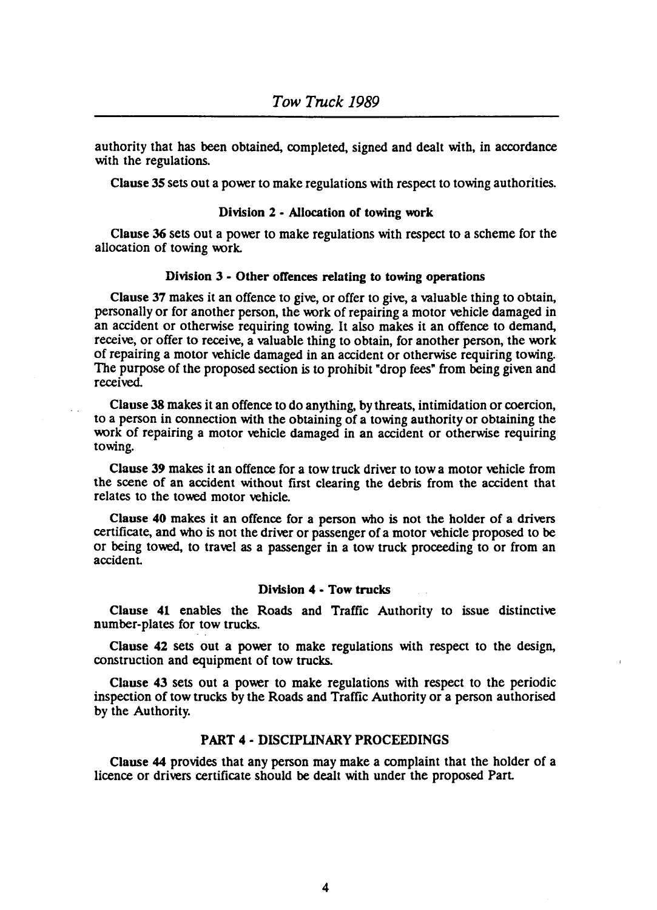authority that has been obtained, completed, signed and dealt with, in accordance with the regulations.

**Clause 35** sets out a power to make regulations with respect to towing authorities.

### Division 2 - Allocation of towing work

**Clause 36** sets out a power to make regulations with respect to a scheme for the allocation of towing work.

### Division 3 - Other offences relating to towing operations

**Clause 37** makes it an offence to give, or offer to give, a valuable thing to obtain, personally or for another person, the work of repairing a motor vehicle damaged in an accident or otherwise requiring towing. It also makes it an offence to demand, receive, or offer to receive, a valuable thing to obtain, for another person, the work of repairing a motor vehicle damaged in an accident or otherwise requiring towing. The purpose of the proposed section is to prohibit "drop fees" from being given and received.

**Clause 38** makes it an offence to do anything, by threats, intimidation or coercion, to a person in connection with the obtaining of a towing authority or obtaining the work of repairing a motor vehicle damaged in an accident or otherwise requiring towing.

**Clause 39** makes it an offence for a tow truck driver to tow a motor vehicle from the scene of an accident without first clearing the debris from the accident that relates to the towed motor vehicle.

**Clause 40** makes it an offence for a person who is not the holder of a drivers certificate, and who is not the driver or passenger of a motor vehicle proposed to be or being towed, to travel as a passenger in a tow truck proceeding to or from an accident.

### Division 4 - Tow trucks

**Clause 41** enables the Roads and Traffic Authority to issue distinctive number-plates for tow trucks.

**Clause 42** sets out a power to make regulations with respect to the design, construction and equipment of tow trucks.

**Clause 43** sets out a power to make regulations with respect to the periodic inspection of tow trucks by the Roads and Traffic Authority or a person authorised by the Authority.

## PART 4 - DISCIPLINARY PROCEEDINGS

**Clause 44** provides that any person may make a complaint that the holder of a licence or drivers certificate should be dealt with under the proposed Part.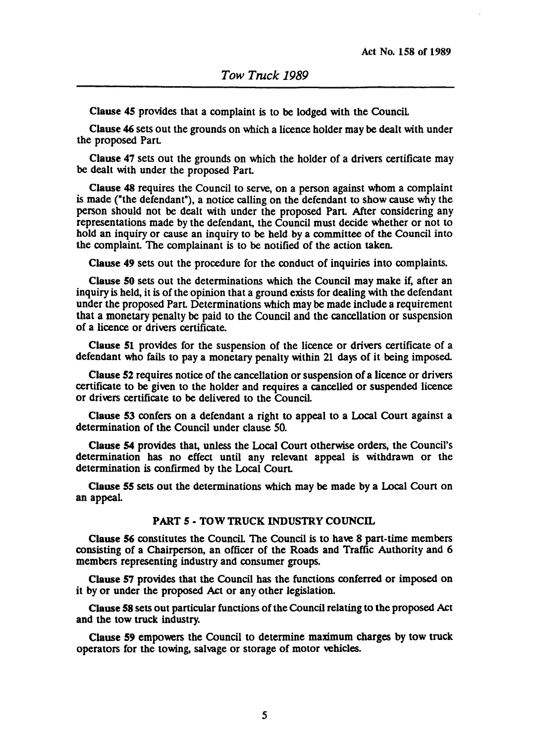**Clause 45** provides that a complaint is to be lodged with the Council.

**Clause 46** sets out the grounds on which a licence holder may be dealt with under the proposed Part.

**Clause 47** sets out the grounds on which the holder of a drivers certificate may be dealt with under the proposed Part.

**Clause 48** requires the Council to serve, on a person against whom a complaint is made ("the defendant"), a notice calling on the defendant to show cause why the person should not be dealt with under the proposed Part. After considering any representations made by the defendant, the Council must decide whether or not to hold an inquiry or cause an inquiry to be held by a committee of the Council into the complaint. The complainant is to be notified of the action taken.

**Clause 49** sets out the procedure for the conduct of inquiries into complaints.

**Clause 50** sets out the determinations which the Council may make if, after an inquiry is held, it is of the opinion that a ground exists for dealing with the defendant under the proposed Part. Determinations which may be made include a requirement that a monetary penalty be paid to the Council and the cancellation or suspension of a licence or drivers certificate.

**Clause 51** provides for the suspension of the licence or drivers certificate of a defendant who fails to pay a monetary penalty within 21 days of it being imposed.

**Clause 52** requires notice of the cancellation or suspension of a licence or drivers certificate to be given to the holder and requires a cancelled or suspended licence or drivers certificate to be delivered to the Council.

**Clause 53** confers on a defendant a right to appeal to a Local Court against a determination of the Council under clause 50.

**Clause 54** provides that, unless the Local Court otherwise orders, the Council's determination has no effect until any relevant appeal is withdrawn or the determination is confirmed by the Local Court.

**Clause 55** sets out the determinations which may be made by a Local Court on an appeal.

## PART 5 - TOW TRUCK INDUSTRY COUNCIL

**Clause 56** constitutes the Council. The Council is to have 8 part-time members consisting of a Chairperson, an officer of the Roads and Traffic Authority and 6 members representing industry and consumer groups.

**Clause 57** provides that the Council has the functions conferred or imposed on it by or under the proposed Act or any other legislation.

**Clause 58** sets out particular functions of the Council relating to the proposed Act and the tow truck industry.

**Clause 59** empowers the Council to determine maximum charges by tow truck operators for the towing, salvage or storage of motor vehicles.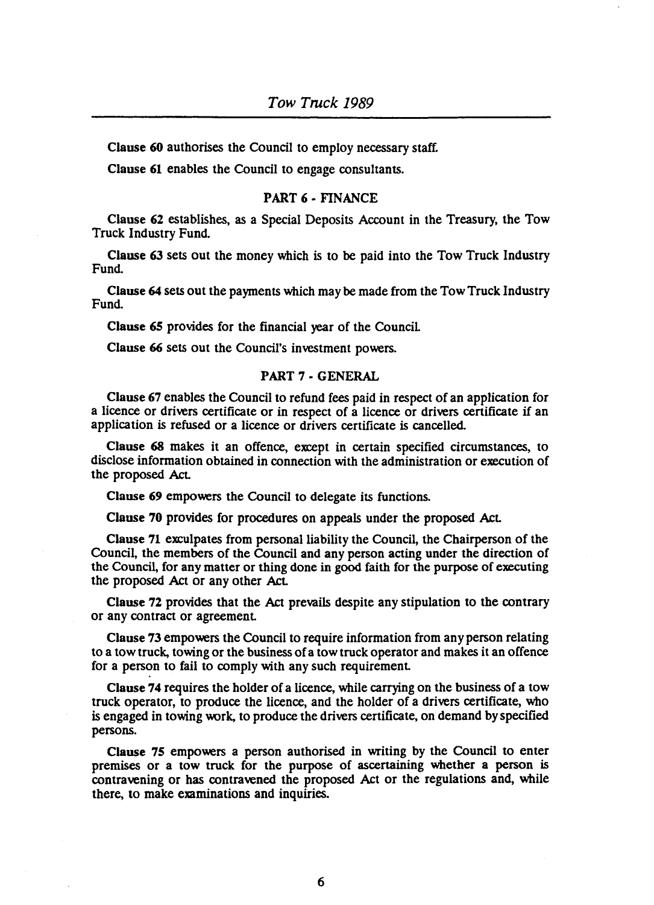**Clause 60** authorises the Council to employ necessary staff.

**Clause 61** enables the Council to engage consultants.

## PART 6 - FINANCE

**Clause 62** establishes, as a Special Deposits Account in the Treasury, the Tow Truck Industry Fund.

**Clause 63** sets out the money which is to be paid into the Tow Truck Industry Fund.

**Clause 64** sets out the payments which may be made from the Tow Truck Industry Fund.

**Clause 65** provides for the financial year of the Council.

**Clause 66** sets out the Council's investment powers.

## PART 7 - GENERAL

**Clause 67** enables the Council to refund fees paid in respect of an application for a licence or drivers certificate or in respect of a licence or drivers certificate if an application is refused or a licence or drivers certificate is cancelled.

**Clause 68** makes it an offence, except in certain specified circumstances, to disclose information obtained in connection with the administration or execution of the proposed Act.

**Clause 69** empowers the Council to delegate its functions.

**Clause 70** provides for procedures on appeals under the proposed Act.

**Clause 71** exculpates from personal liability the Council, the Chairperson of the Council, the members of the Council and any person acting under the direction of the Council, for any matter or thing done in good faith for the purpose of executing the proposed Act or any other Act.

**Clause 72** provides that the Act prevails despite any stipulation to the contrary or any contract or agreement.

**Clause 73** empowers the Council to require information from any person relating to a tow truck, towing or the business of a tow truck operator and makes it an offence for a person to fail to comply with any such requirement.

**Clause 74** requires the holder of a licence, while carrying on the business of a tow truck operator, to produce the licence, and the holder of a drivers certificate, who is engaged in towing work, to produce the drivers certificate, on demand by specified persons.

**Clause 75** empowers a person authorised in writing by the Council to enter premises or a tow truck for the purpose of ascertaining whether a person is contravening or has contravened the proposed Act or the regulations and, while there, to make examinations and inquiries.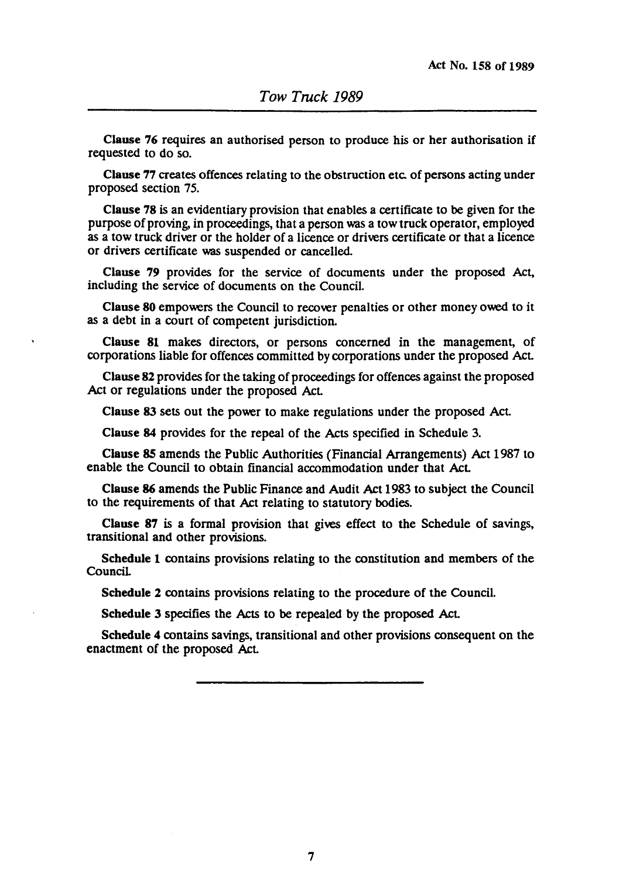**Clause 76** requires an authorised person to produce his or her authorisation if requested to do so.

**Clause 77** creates offences relating to the obstruction etc. of persons acting under proposed section 75.

**Clause 78** is an evidentiary provision that enables a certificate to be given for the purpose of proving, in proceedings, that a person was a tow truck operator, employed as a tow truck driver or the holder of a licence or drivers certificate or that a licence or drivers certificate was suspended or cancelled.

**Clause 79** provides for the service of documents under the proposed Act, including the service of documents on the Council.

**Clause 80** empowers the Council to recover penalties or other money owed to it as a debt in a court of competent jurisdiction.

**Clause 81** makes directors, or persons concerned in the management, of corporations liable for offences committed by corporations under the proposed Act.

**Clause 82** provides for the taking of proceedings for offences against the proposed Act or regulations under the proposed Act.

**Clause 83** sets out the power to make regulations under the proposed Act.

**Clause 84** provides for the repeal of the Acts specified in Schedule 3.

**Clause 85** amends the Public Authorities (Financial Arrangements) Act 1987 to enable the Council to obtain financial accommodation under that Act.

**Clause 86** amends the Public Finance and Audit Act 1983 to subject the Council to the requirements of that Act relating to statutory bodies.

**Clause 87** is a formal provision that gives effect to the Schedule of savings, transitional and other provisions.

**Schedule 1** contains provisions relating to the constitution and members of the Council.

**Schedule 2** contains provisions relating to the procedure of the Council.

**Schedule 3** specifies the Acts to be repealed by the proposed Act.

**Schedule 4** contains savings, transitional and other provisions consequent on the enactment of the proposed Act.